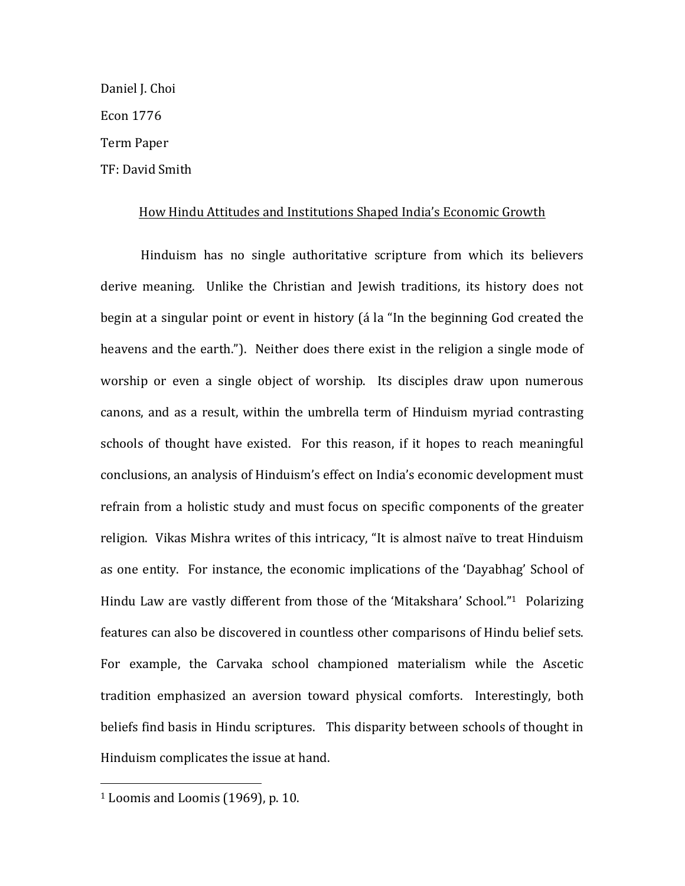Daniel J. Choi

Econ 1776

Term Paper

TF: David Smith

<u>How Hindu Attitudes and Institutions Shaped India's Economic Growth</u>

Hinduism has no single authoritative scripture from which its believers derive meaning. Unlike the Christian and Jewish traditions, its history does not begin at a singular point or event in history (á la "In the beginning God created the heavens and the earth."). Neither does there exist in the religion a single mode of worship or even a single object of worship. Its disciples draw upon numerous canons, and as a result, within the umbrella term of Hinduism myriad contrasting schools of thought have existed. For this reason, if it hopes to reach meaningful conclusions, an analysis of Hinduism's effect on India's economic development must refrain from a holistic study and must focus on specific components of the greater religion. Vikas Mishra writes of this intricacy, "It is almost naïve to treat Hinduism as one entity. For instance, the economic implications of the 'Dayabhag' School of Hindu Law are vastly different from those of the 'Mitakshara' School."[1] Polarizing features can also be discovered in countless other comparisons of Hindu belief sets. For example, the Carvaka school championed materialism while the Ascetic tradition emphasized an aversion toward physical comforts. Interestingly, both beliefs find basis in Hindu scriptures. This disparity between schools of thought in Hinduism complicates the issue at hand.

---

[1] Loomis and Loomis (1969), p. 10.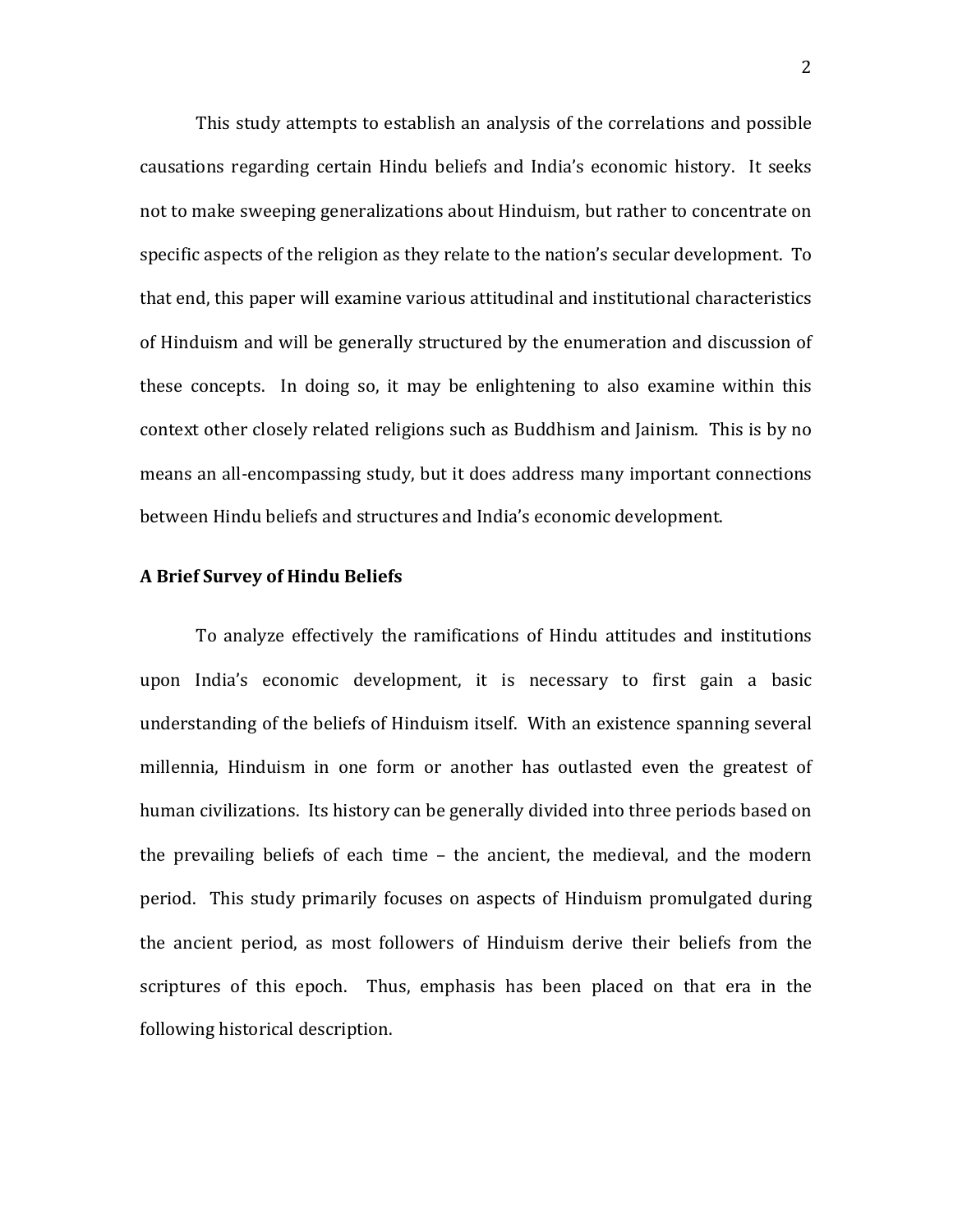This study attempts to establish an analysis of the correlations and possible causations regarding certain Hindu beliefs and India's economic history. It seeks not to make sweeping generalizations about Hinduism, but rather to concentrate on specific aspects of the religion as they relate to the nation's secular development. To that end, this paper will examine various attitudinal and institutional characteristics of Hinduism and will be generally structured by the enumeration and discussion of these concepts. In doing so, it may be enlightening to also examine within this context other closely related religions such as Buddhism and Jainism. This is by no means an all-encompassing study, but it does address many important connections between Hindu beliefs and structures and India's economic development.

## A Brief Survey of Hindu Beliefs

To analyze effectively the ramifications of Hindu attitudes and institutions upon India's economic development, it is necessary to first gain a basic understanding of the beliefs of Hinduism itself. With an existence spanning several millennia, Hinduism in one form or another has outlasted even the greatest of human civilizations. Its history can be generally divided into three periods based on the prevailing beliefs of each time – the ancient, the medieval, and the modern period. This study primarily focuses on aspects of Hinduism promulgated during the ancient period, as most followers of Hinduism derive their beliefs from the scriptures of this epoch. Thus, emphasis has been placed on that era in the following historical description.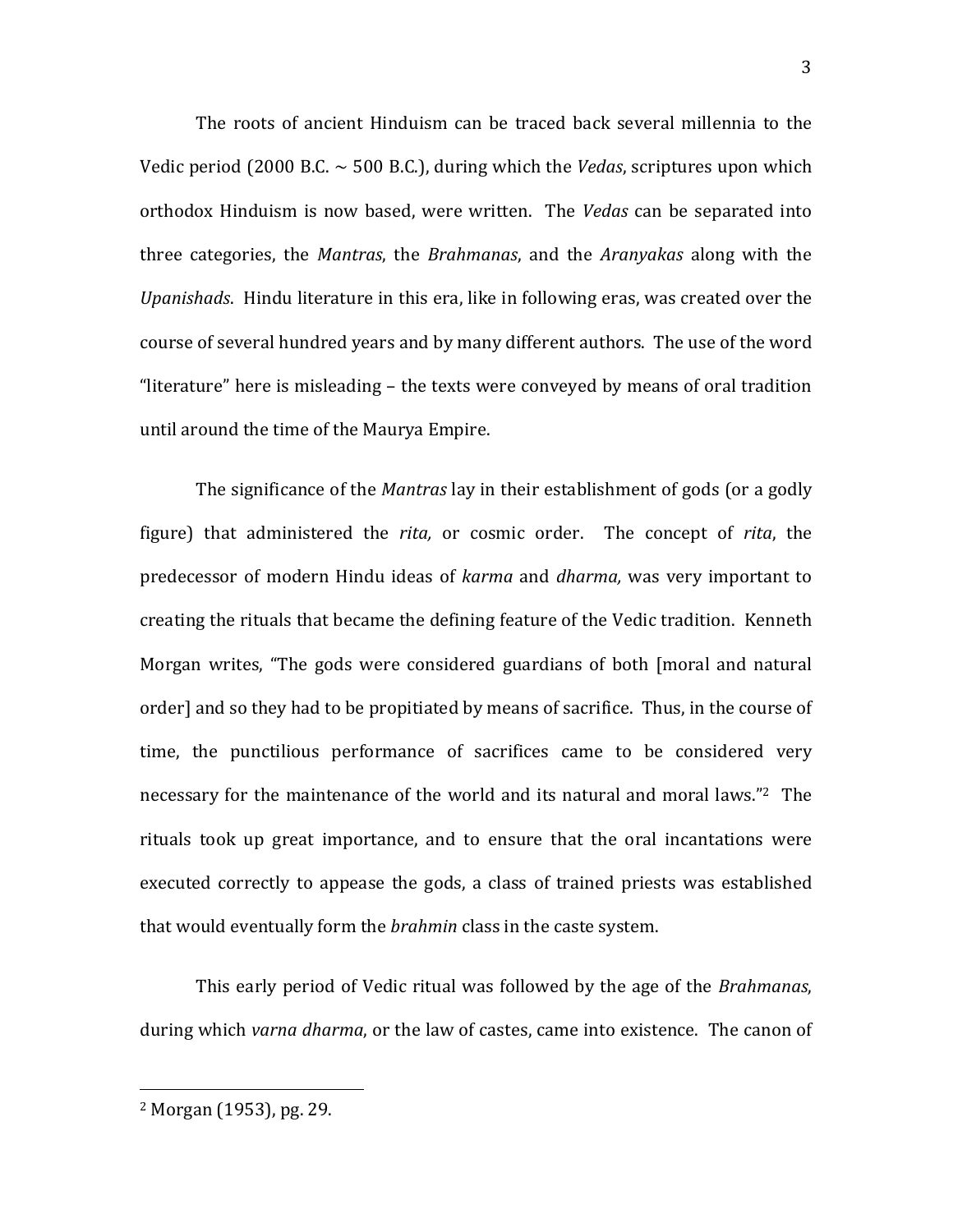The roots of ancient Hinduism can be traced back several millennia to the Vedic period (2000 B.C. ~ 500 B.C.), during which the *Vedas*, scriptures upon which orthodox Hinduism is now based, were written. The *Vedas* can be separated into three categories, the *Mantras*, the *Brahmanas*, and the *Aranyakas* along with the *Upanishads*. Hindu literature in this era, like in following eras, was created over the course of several hundred years and by many different authors. The use of the word "literature" here is misleading – the texts were conveyed by means of oral tradition until around the time of the Maurya Empire.

The significance of the *Mantras* lay in their establishment of gods (or a godly figure) that administered the *rita,* or cosmic order. The concept of *rita*, the predecessor of modern Hindu ideas of *karma* and *dharma,* was very important to creating the rituals that became the defining feature of the Vedic tradition. Kenneth Morgan writes, "The gods were considered guardians of both [moral and natural order] and so they had to be propitiated by means of sacrifice. Thus, in the course of time, the punctilious performance of sacrifices came to be considered very necessary for the maintenance of the world and its natural and moral laws."[2] The rituals took up great importance, and to ensure that the oral incantations were executed correctly to appease the gods, a class of trained priests was established that would eventually form the *brahmin* class in the caste system.

This early period of Vedic ritual was followed by the age of the *Brahmanas*, during which *varna dharma*, or the law of castes, came into existence. The canon of

---

[2] Morgan (1953), pg. 29.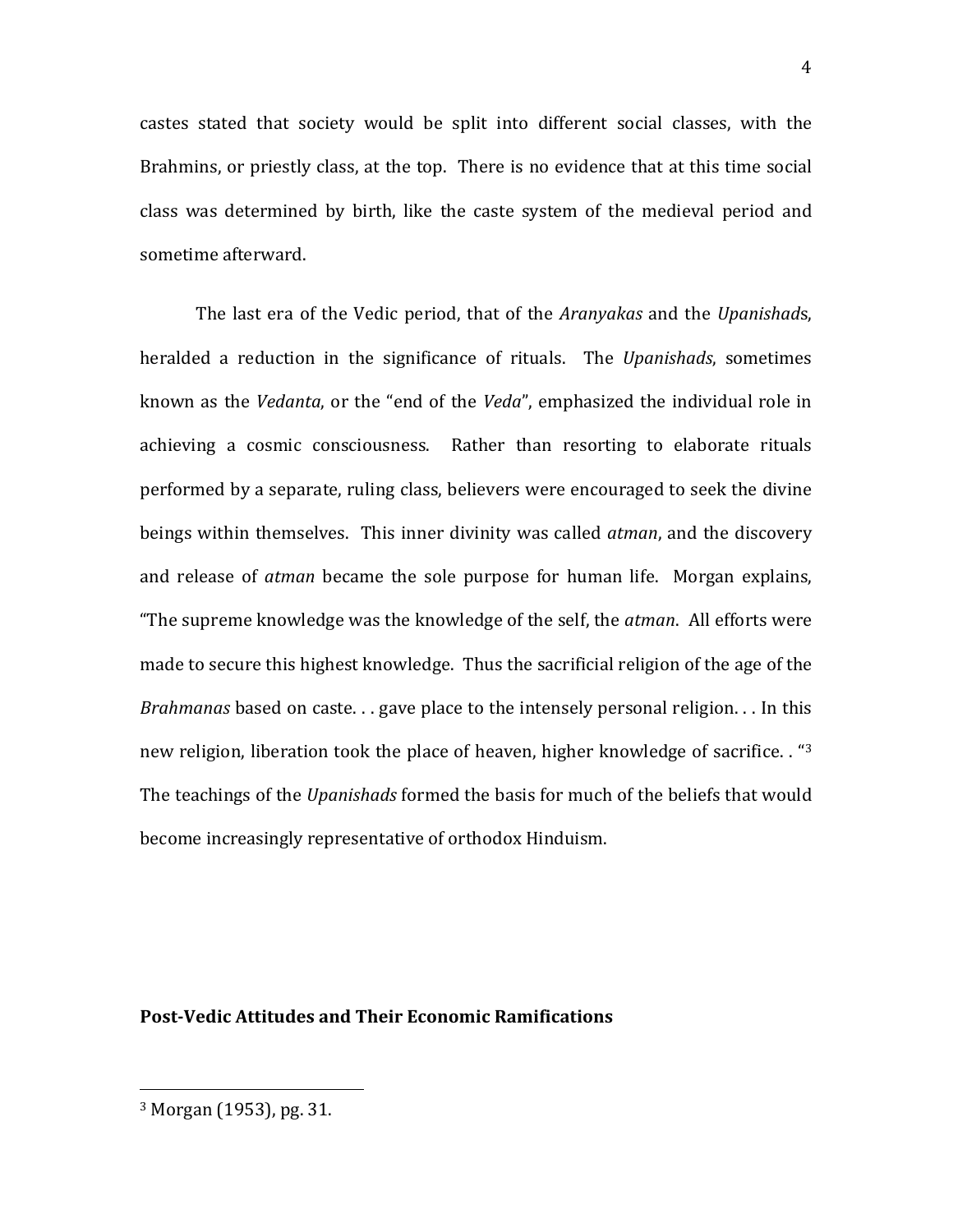castes stated that society would be split into different social classes, with the Brahmins, or priestly class, at the top. There is no evidence that at this time social class was determined by birth, like the caste system of the medieval period and sometime afterward.

The last era of the Vedic period, that of the *Aranyakas* and the *Upanishad*s, heralded a reduction in the significance of rituals. The *Upanishads*, sometimes known as the *Vedanta*, or the "end of the *Veda*", emphasized the individual role in achieving a cosmic consciousness. Rather than resorting to elaborate rituals performed by a separate, ruling class, believers were encouraged to seek the divine beings within themselves. This inner divinity was called *atman*, and the discovery and release of *atman* became the sole purpose for human life. Morgan explains, "The supreme knowledge was the knowledge of the self, the *atman*. All efforts were made to secure this highest knowledge. Thus the sacrificial religion of the age of the *Brahmanas* based on caste. . . gave place to the intensely personal religion. . . In this new religion, liberation took the place of heaven, higher knowledge of sacrifice. . "[3] The teachings of the *Upanishads* formed the basis for much of the beliefs that would become increasingly representative of orthodox Hinduism.

## Post-Vedic Attitudes and Their Economic Ramifications

[3] Morgan (1953), pg. 31.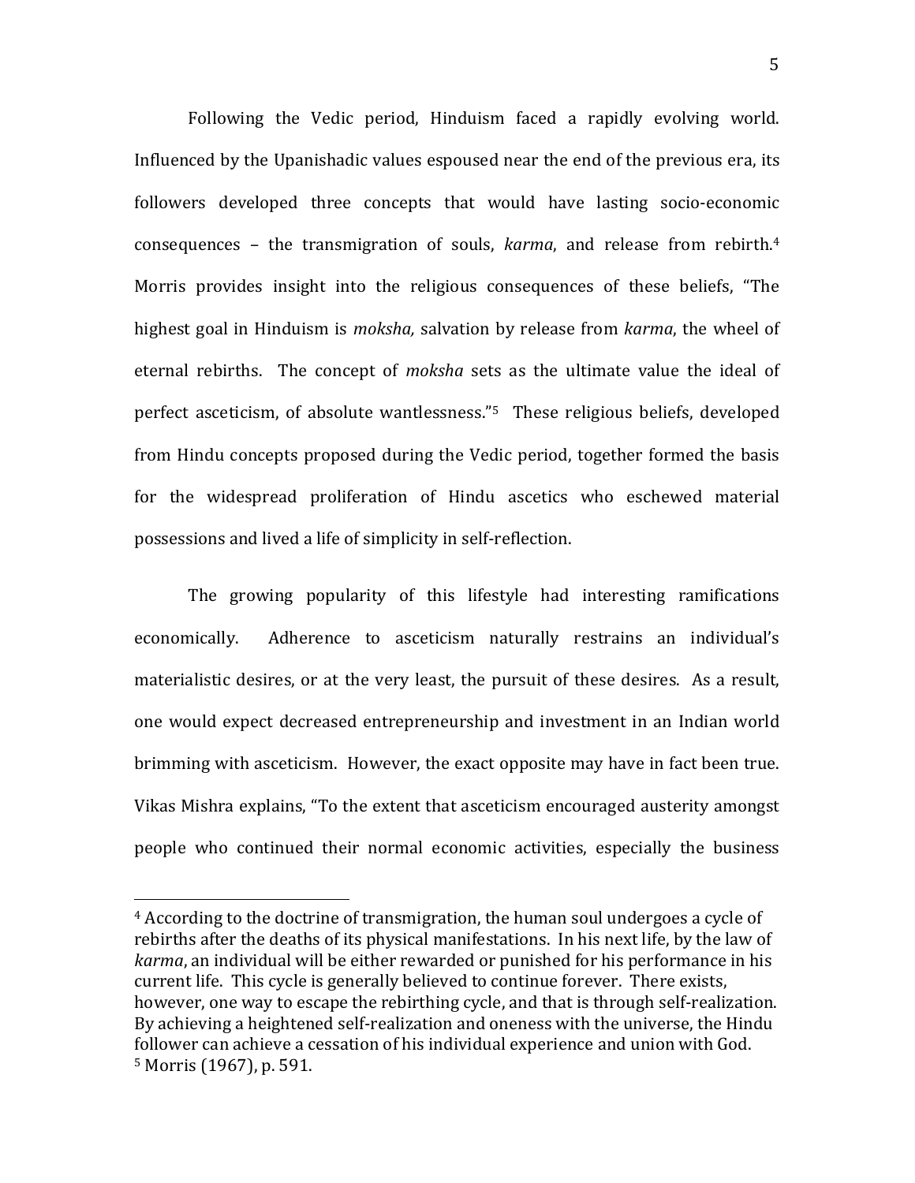Following the Vedic period, Hinduism faced a rapidly evolving world. Influenced by the Upanishadic values espoused near the end of the previous era, its followers developed three concepts that would have lasting socio-economic consequences – the transmigration of souls, *karma*, and release from rebirth.[4] Morris provides insight into the religious consequences of these beliefs, "The highest goal in Hinduism is *moksha,* salvation by release from *karma*, the wheel of eternal rebirths. The concept of *moksha* sets as the ultimate value the ideal of perfect asceticism, of absolute wantlessness."[5] These religious beliefs, developed from Hindu concepts proposed during the Vedic period, together formed the basis for the widespread proliferation of Hindu ascetics who eschewed material possessions and lived a life of simplicity in self-reflection.

The growing popularity of this lifestyle had interesting ramifications economically. Adherence to asceticism naturally restrains an individual's materialistic desires, or at the very least, the pursuit of these desires. As a result, one would expect decreased entrepreneurship and investment in an Indian world brimming with asceticism. However, the exact opposite may have in fact been true. Vikas Mishra explains, "To the extent that asceticism encouraged austerity amongst people who continued their normal economic activities, especially the business

---

[4] According to the doctrine of transmigration, the human soul undergoes a cycle of rebirths after the deaths of its physical manifestations. In his next life, by the law of *karma*, an individual will be either rewarded or punished for his performance in his current life. This cycle is generally believed to continue forever. There exists, however, one way to escape the rebirthing cycle, and that is through self-realization. By achieving a heightened self-realization and oneness with the universe, the Hindu follower can achieve a cessation of his individual experience and union with God.

[5] Morris (1967), p. 591.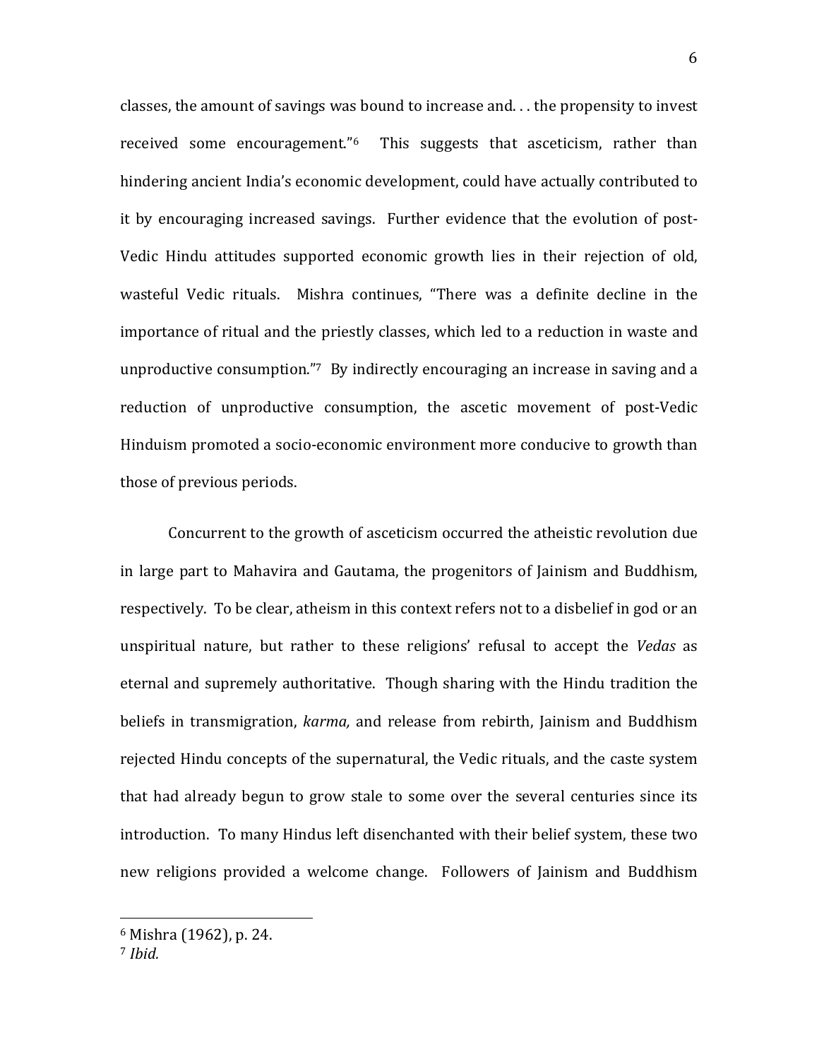classes, the amount of savings was bound to increase and. . . the propensity to invest received some encouragement."[6] This suggests that asceticism, rather than hindering ancient India's economic development, could have actually contributed to it by encouraging increased savings. Further evidence that the evolution of post-Vedic Hindu attitudes supported economic growth lies in their rejection of old, wasteful Vedic rituals. Mishra continues, "There was a definite decline in the importance of ritual and the priestly classes, which led to a reduction in waste and unproductive consumption."[7] By indirectly encouraging an increase in saving and a reduction of unproductive consumption, the ascetic movement of post-Vedic Hinduism promoted a socio-economic environment more conducive to growth than those of previous periods.

Concurrent to the growth of asceticism occurred the atheistic revolution due in large part to Mahavira and Gautama, the progenitors of Jainism and Buddhism, respectively. To be clear, atheism in this context refers not to a disbelief in god or an unspiritual nature, but rather to these religions' refusal to accept the *Vedas* as eternal and supremely authoritative. Though sharing with the Hindu tradition the beliefs in transmigration, *karma,* and release from rebirth, Jainism and Buddhism rejected Hindu concepts of the supernatural, the Vedic rituals, and the caste system that had already begun to grow stale to some over the several centuries since its introduction. To many Hindus left disenchanted with their belief system, these two new religions provided a welcome change. Followers of Jainism and Buddhism

---

[6] Mishra (1962), p. 24.

[7] *Ibid.*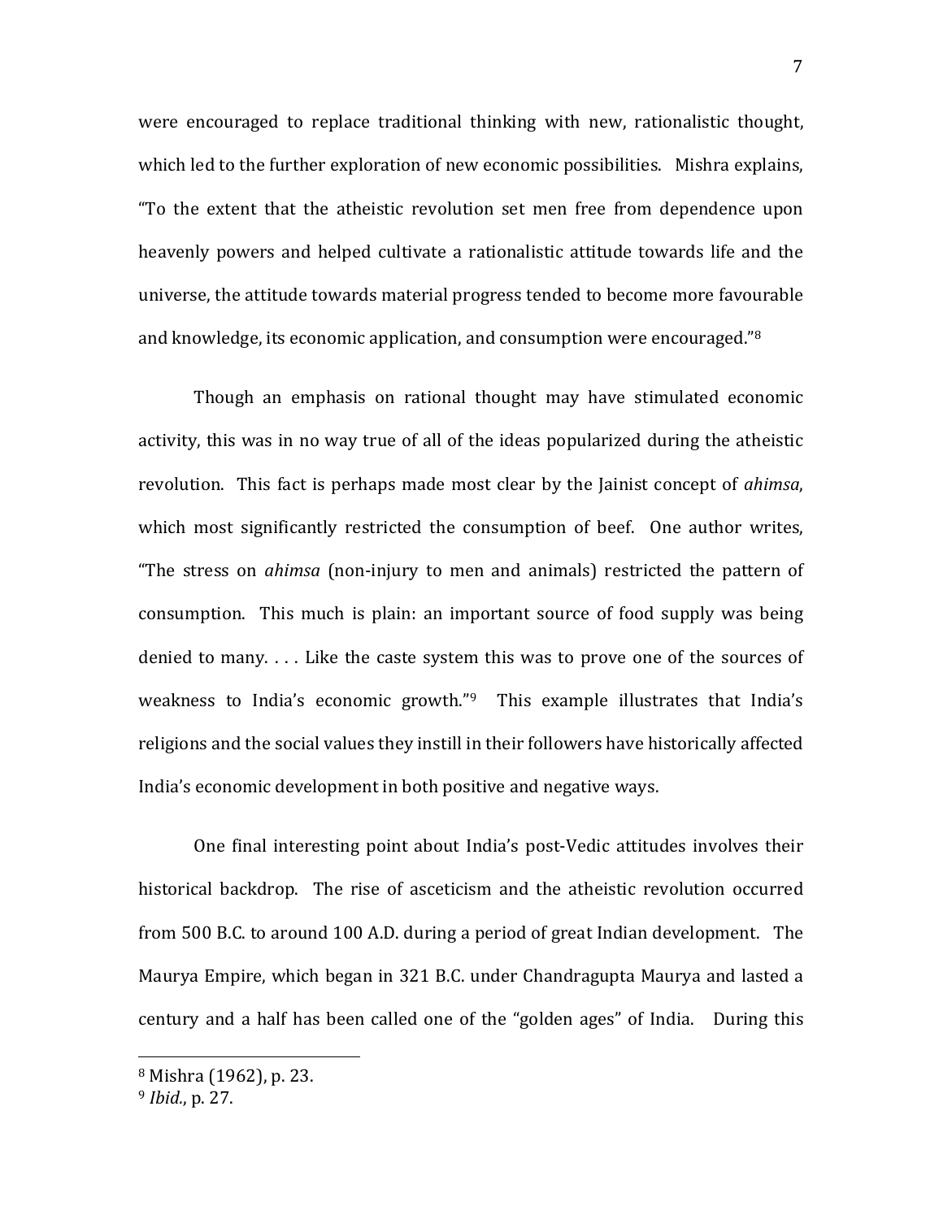were encouraged to replace traditional thinking with new, rationalistic thought, which led to the further exploration of new economic possibilities. Mishra explains, "To the extent that the atheistic revolution set men free from dependence upon heavenly powers and helped cultivate a rationalistic attitude towards life and the universe, the attitude towards material progress tended to become more favourable and knowledge, its economic application, and consumption were encouraged."[8]

Though an emphasis on rational thought may have stimulated economic activity, this was in no way true of all of the ideas popularized during the atheistic revolution. This fact is perhaps made most clear by the Jainist concept of *ahimsa*, which most significantly restricted the consumption of beef. One author writes, "The stress on *ahimsa* (non-injury to men and animals) restricted the pattern of consumption. This much is plain: an important source of food supply was being denied to many. . . . Like the caste system this was to prove one of the sources of weakness to India's economic growth."[9] This example illustrates that India's religions and the social values they instill in their followers have historically affected India's economic development in both positive and negative ways.

One final interesting point about India's post-Vedic attitudes involves their historical backdrop. The rise of asceticism and the atheistic revolution occurred from 500 B.C. to around 100 A.D. during a period of great Indian development. The Maurya Empire, which began in 321 B.C. under Chandragupta Maurya and lasted a century and a half has been called one of the "golden ages" of India. During this

---

[8] Mishra (1962), p. 23.

[9] *Ibid.*, p. 27.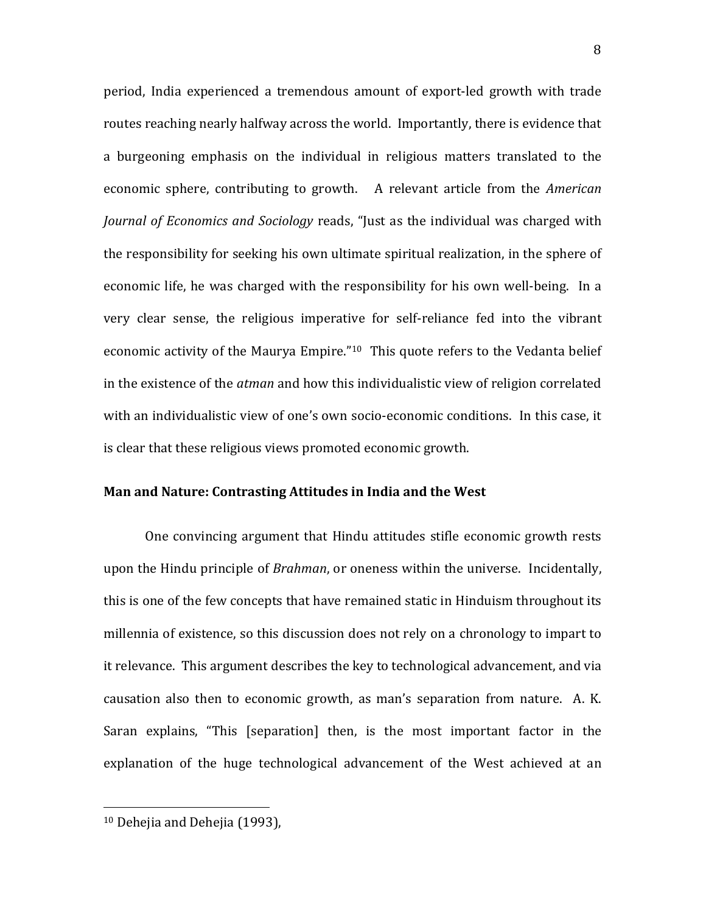period, India experienced a tremendous amount of export-led growth with trade routes reaching nearly halfway across the world. Importantly, there is evidence that a burgeoning emphasis on the individual in religious matters translated to the economic sphere, contributing to growth. A relevant article from the *American Journal of Economics and Sociology* reads, "Just as the individual was charged with the responsibility for seeking his own ultimate spiritual realization, in the sphere of economic life, he was charged with the responsibility for his own well-being. In a very clear sense, the religious imperative for self-reliance fed into the vibrant economic activity of the Maurya Empire."[10] This quote refers to the Vedanta belief in the existence of the *atman* and how this individualistic view of religion correlated with an individualistic view of one's own socio-economic conditions. In this case, it is clear that these religious views promoted economic growth.

**Man and Nature: Contrasting Attitudes in India and the West**

One convincing argument that Hindu attitudes stifle economic growth rests upon the Hindu principle of *Brahman*, or oneness within the universe. Incidentally, this is one of the few concepts that have remained static in Hinduism throughout its millennia of existence, so this discussion does not rely on a chronology to impart to it relevance. This argument describes the key to technological advancement, and via causation also then to economic growth, as man's separation from nature. A. K. Saran explains, "This [separation] then, is the most important factor in the explanation of the huge technological advancement of the West achieved at an

---

[10] Dehejia and Dehejia (1993),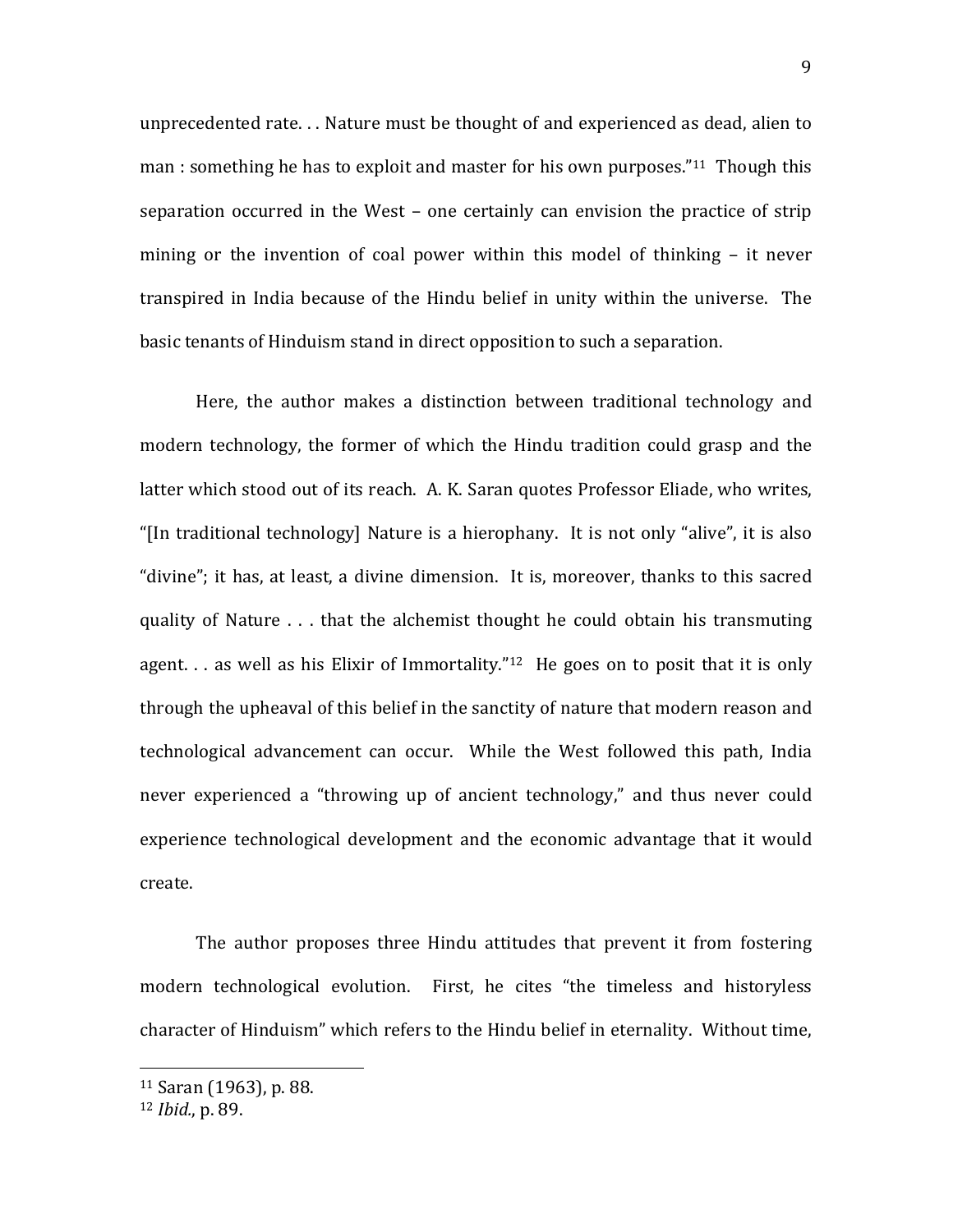unprecedented rate. . . Nature must be thought of and experienced as dead, alien to man : something he has to exploit and master for his own purposes."[11] Though this separation occurred in the West – one certainly can envision the practice of strip mining or the invention of coal power within this model of thinking – it never transpired in India because of the Hindu belief in unity within the universe. The basic tenants of Hinduism stand in direct opposition to such a separation.

Here, the author makes a distinction between traditional technology and modern technology, the former of which the Hindu tradition could grasp and the latter which stood out of its reach. A. K. Saran quotes Professor Eliade, who writes, "[In traditional technology] Nature is a hierophany. It is not only "alive", it is also "divine"; it has, at least, a divine dimension. It is, moreover, thanks to this sacred quality of Nature . . . that the alchemist thought he could obtain his transmuting agent. . . as well as his Elixir of Immortality."[12] He goes on to posit that it is only through the upheaval of this belief in the sanctity of nature that modern reason and technological advancement can occur. While the West followed this path, India never experienced a "throwing up of ancient technology," and thus never could experience technological development and the economic advantage that it would create.

The author proposes three Hindu attitudes that prevent it from fostering modern technological evolution. First, he cites "the timeless and historyless character of Hinduism" which refers to the Hindu belief in eternality. Without time,

---

[11] Saran (1963), p. 88.

[12] *Ibid.*, p. 89.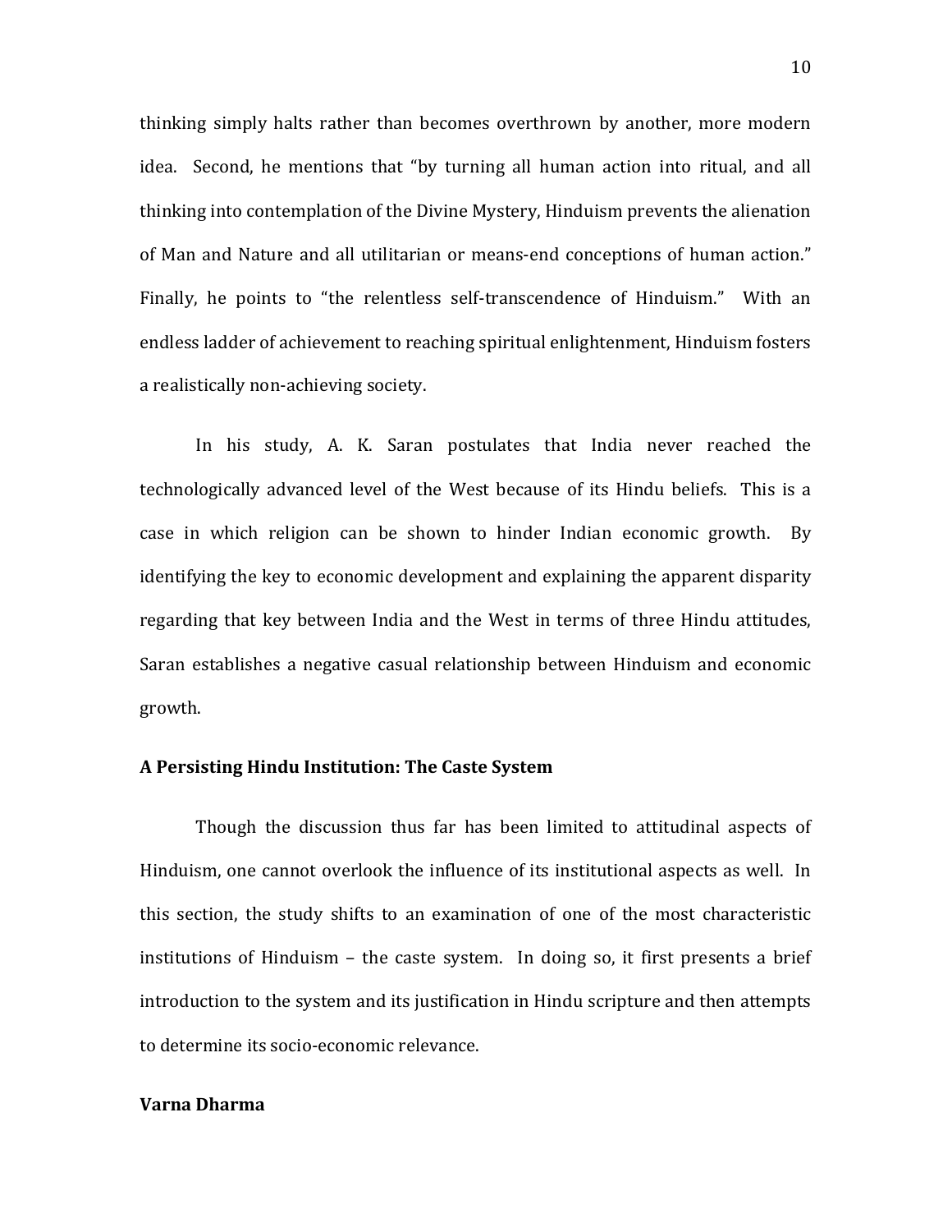thinking simply halts rather than becomes overthrown by another, more modern idea. Second, he mentions that "by turning all human action into ritual, and all thinking into contemplation of the Divine Mystery, Hinduism prevents the alienation of Man and Nature and all utilitarian or means-end conceptions of human action." Finally, he points to "the relentless self-transcendence of Hinduism." With an endless ladder of achievement to reaching spiritual enlightenment, Hinduism fosters a realistically non-achieving society.

In his study, A. K. Saran postulates that India never reached the technologically advanced level of the West because of its Hindu beliefs. This is a case in which religion can be shown to hinder Indian economic growth. By identifying the key to economic development and explaining the apparent disparity regarding that key between India and the West in terms of three Hindu attitudes, Saran establishes a negative casual relationship between Hinduism and economic growth.

**A Persisting Hindu Institution: The Caste System**

Though the discussion thus far has been limited to attitudinal aspects of Hinduism, one cannot overlook the influence of its institutional aspects as well. In this section, the study shifts to an examination of one of the most characteristic institutions of Hinduism – the caste system. In doing so, it first presents a brief introduction to the system and its justification in Hindu scripture and then attempts to determine its socio-economic relevance.

**Varna Dharma**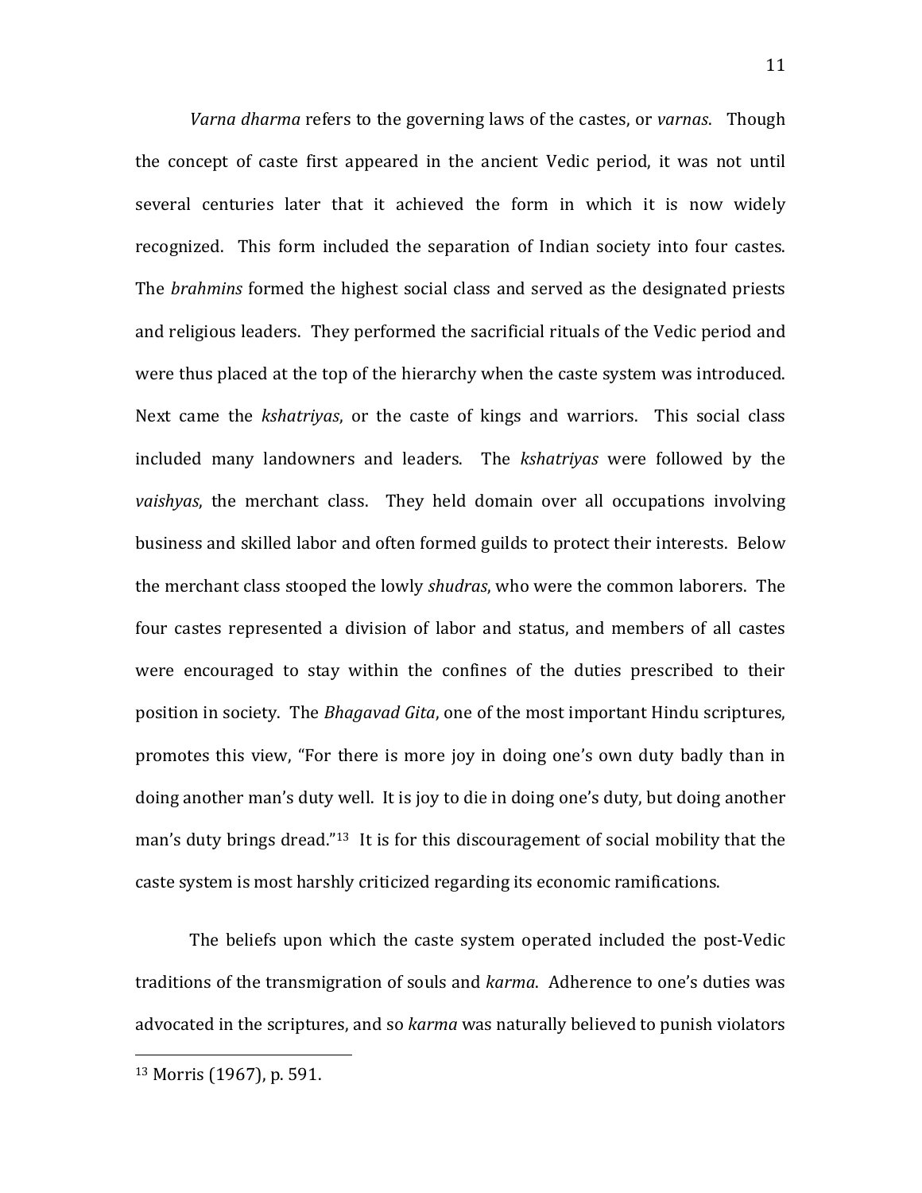*Varna dharma* refers to the governing laws of the castes, or *varnas*. Though the concept of caste first appeared in the ancient Vedic period, it was not until several centuries later that it achieved the form in which it is now widely recognized. This form included the separation of Indian society into four castes. The *brahmins* formed the highest social class and served as the designated priests and religious leaders. They performed the sacrificial rituals of the Vedic period and were thus placed at the top of the hierarchy when the caste system was introduced. Next came the *kshatriyas*, or the caste of kings and warriors. This social class included many landowners and leaders. The *kshatriyas* were followed by the *vaishyas*, the merchant class. They held domain over all occupations involving business and skilled labor and often formed guilds to protect their interests. Below the merchant class stooped the lowly *shudras*, who were the common laborers. The four castes represented a division of labor and status, and members of all castes were encouraged to stay within the confines of the duties prescribed to their position in society. The *Bhagavad Gita*, one of the most important Hindu scriptures, promotes this view, "For there is more joy in doing one's own duty badly than in doing another man's duty well. It is joy to die in doing one's duty, but doing another man's duty brings dread."[13] It is for this discouragement of social mobility that the caste system is most harshly criticized regarding its economic ramifications.

The beliefs upon which the caste system operated included the post-Vedic traditions of the transmigration of souls and *karma*. Adherence to one's duties was advocated in the scriptures, and so *karma* was naturally believed to punish violators

---

[13] Morris (1967), p. 591.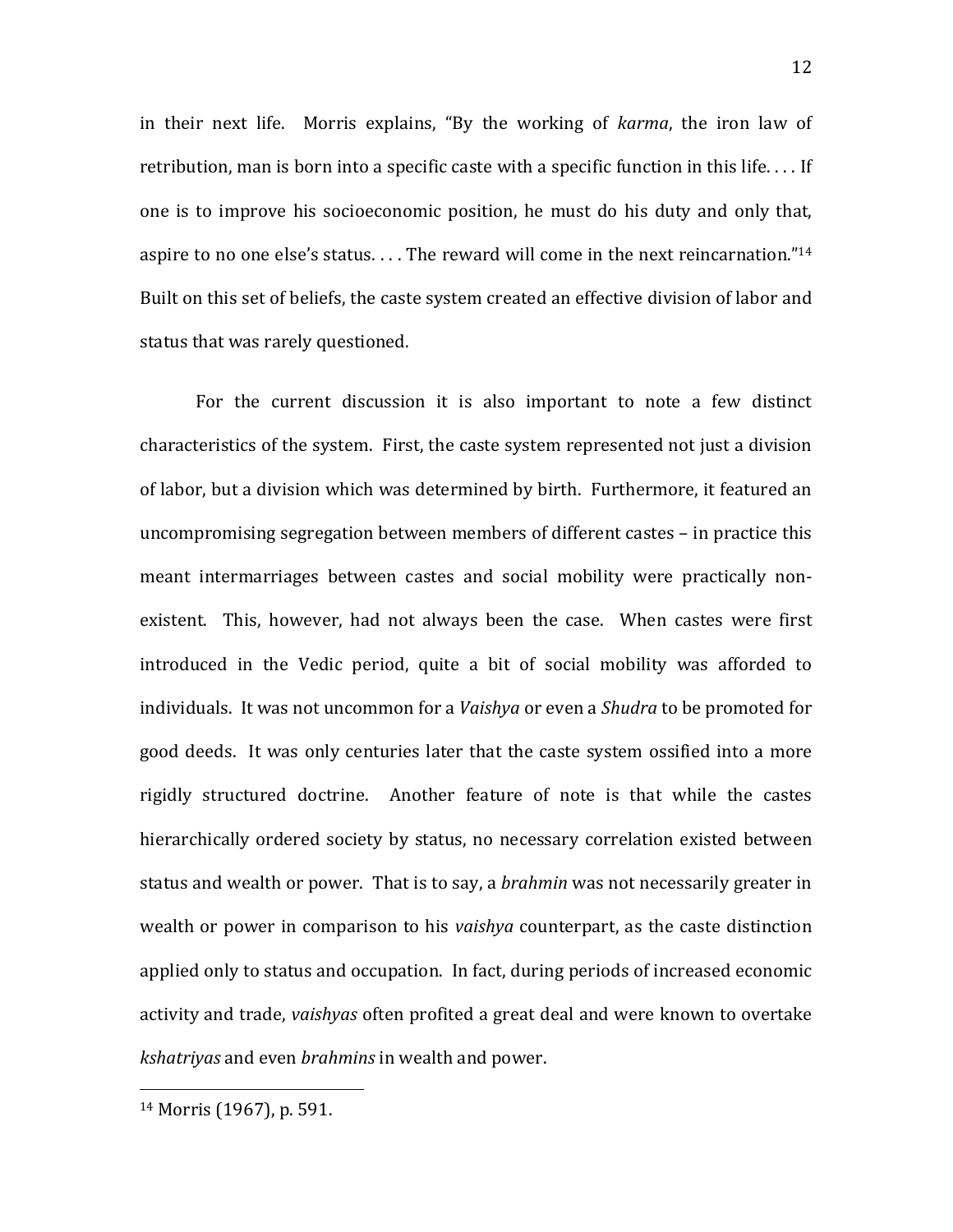in their next life. Morris explains, "By the working of *karma*, the iron law of retribution, man is born into a specific caste with a specific function in this life. . . . If one is to improve his socioeconomic position, he must do his duty and only that, aspire to no one else's status. . . . The reward will come in the next reincarnation."[14] Built on this set of beliefs, the caste system created an effective division of labor and status that was rarely questioned.

For the current discussion it is also important to note a few distinct characteristics of the system. First, the caste system represented not just a division of labor, but a division which was determined by birth. Furthermore, it featured an uncompromising segregation between members of different castes – in practice this meant intermarriages between castes and social mobility were practically non-existent. This, however, had not always been the case. When castes were first introduced in the Vedic period, quite a bit of social mobility was afforded to individuals. It was not uncommon for a *Vaishya* or even a *Shudra* to be promoted for good deeds. It was only centuries later that the caste system ossified into a more rigidly structured doctrine. Another feature of note is that while the castes hierarchically ordered society by status, no necessary correlation existed between status and wealth or power. That is to say, a *brahmin* was not necessarily greater in wealth or power in comparison to his *vaishya* counterpart, as the caste distinction applied only to status and occupation. In fact, during periods of increased economic activity and trade, *vaishyas* often profited a great deal and were known to overtake *kshatriyas* and even *brahmins* in wealth and power.

---

[14] Morris (1967), p. 591.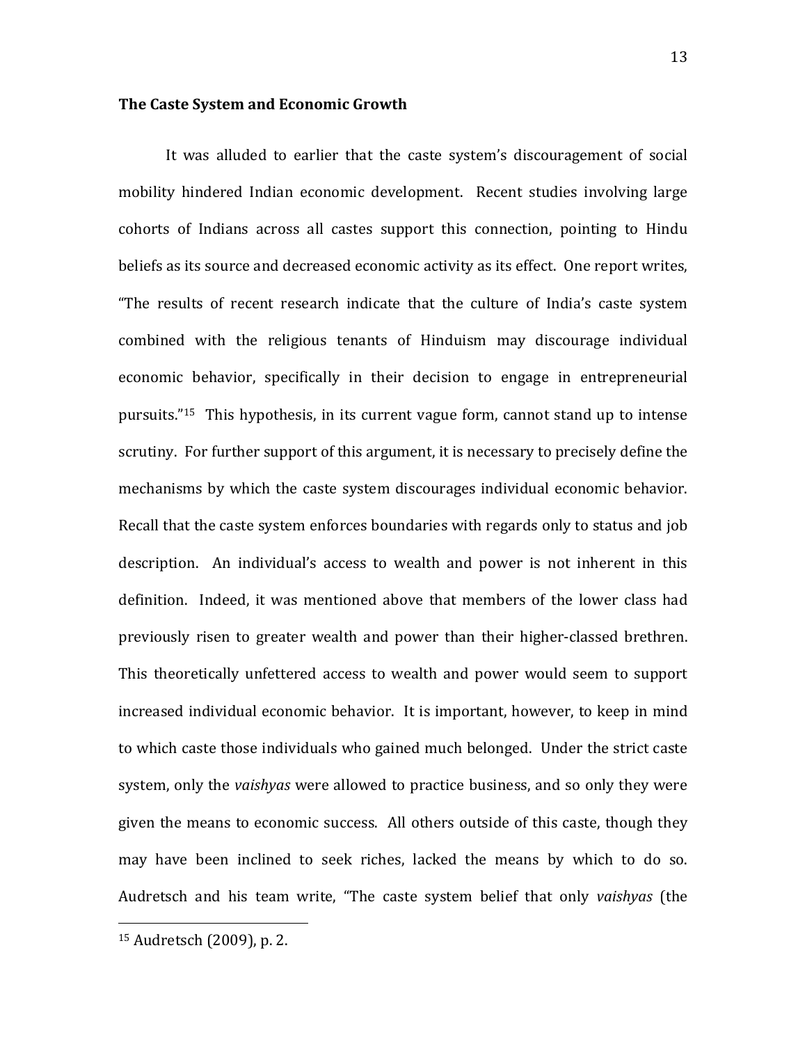**The Caste System and Economic Growth**

It was alluded to earlier that the caste system's discouragement of social mobility hindered Indian economic development. Recent studies involving large cohorts of Indians across all castes support this connection, pointing to Hindu beliefs as its source and decreased economic activity as its effect. One report writes, "The results of recent research indicate that the culture of India's caste system combined with the religious tenants of Hinduism may discourage individual economic behavior, specifically in their decision to engage in entrepreneurial pursuits."[15] This hypothesis, in its current vague form, cannot stand up to intense scrutiny. For further support of this argument, it is necessary to precisely define the mechanisms by which the caste system discourages individual economic behavior. Recall that the caste system enforces boundaries with regards only to status and job description. An individual's access to wealth and power is not inherent in this definition. Indeed, it was mentioned above that members of the lower class had previously risen to greater wealth and power than their higher-classed brethren. This theoretically unfettered access to wealth and power would seem to support increased individual economic behavior. It is important, however, to keep in mind to which caste those individuals who gained much belonged. Under the strict caste system, only the *vaishyas* were allowed to practice business, and so only they were given the means to economic success. All others outside of this caste, though they may have been inclined to seek riches, lacked the means by which to do so. Audretsch and his team write, "The caste system belief that only *vaishyas* (the

[15] Audretsch (2009), p. 2.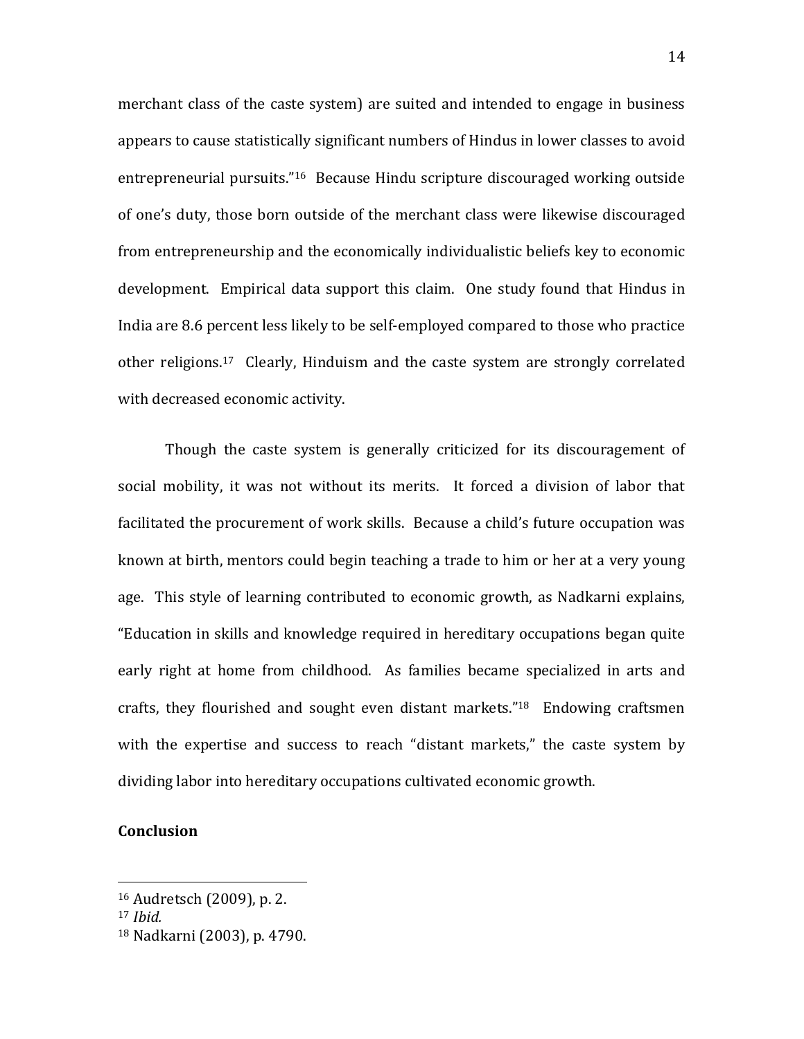merchant class of the caste system) are suited and intended to engage in business appears to cause statistically significant numbers of Hindus in lower classes to avoid entrepreneurial pursuits."[16] Because Hindu scripture discouraged working outside of one's duty, those born outside of the merchant class were likewise discouraged from entrepreneurship and the economically individualistic beliefs key to economic development. Empirical data support this claim. One study found that Hindus in India are 8.6 percent less likely to be self-employed compared to those who practice other religions.[17] Clearly, Hinduism and the caste system are strongly correlated with decreased economic activity.

Though the caste system is generally criticized for its discouragement of social mobility, it was not without its merits. It forced a division of labor that facilitated the procurement of work skills. Because a child's future occupation was known at birth, mentors could begin teaching a trade to him or her at a very young age. This style of learning contributed to economic growth, as Nadkarni explains, "Education in skills and knowledge required in hereditary occupations began quite early right at home from childhood. As families became specialized in arts and crafts, they flourished and sought even distant markets."[18] Endowing craftsmen with the expertise and success to reach "distant markets," the caste system by dividing labor into hereditary occupations cultivated economic growth.

**Conclusion**

---

[16] Audretsch (2009), p. 2.

[17] *Ibid.*

[18] Nadkarni (2003), p. 4790.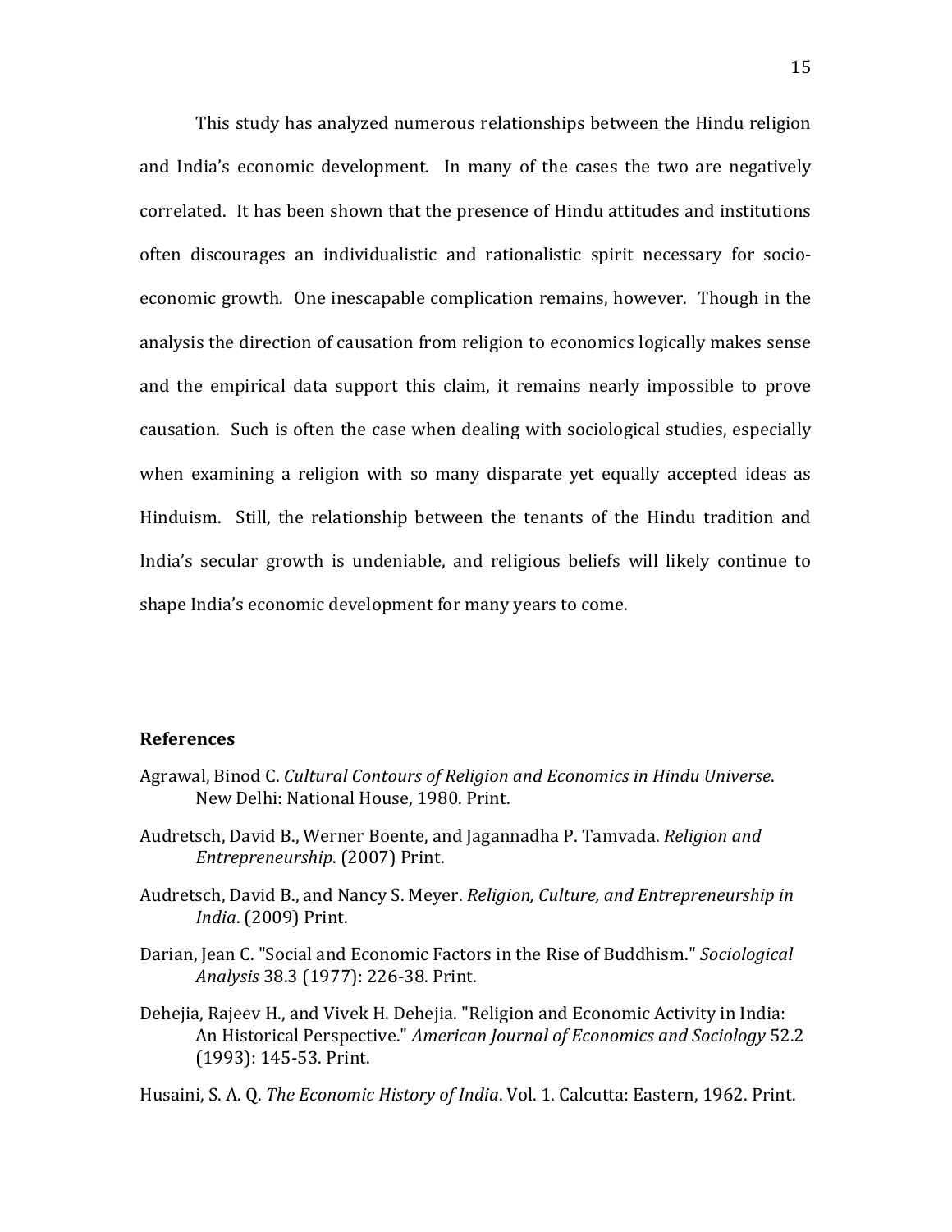This study has analyzed numerous relationships between the Hindu religion and India's economic development. In many of the cases the two are negatively correlated. It has been shown that the presence of Hindu attitudes and institutions often discourages an individualistic and rationalistic spirit necessary for socio-economic growth. One inescapable complication remains, however. Though in the analysis the direction of causation from religion to economics logically makes sense and the empirical data support this claim, it remains nearly impossible to prove causation. Such is often the case when dealing with sociological studies, especially when examining a religion with so many disparate yet equally accepted ideas as Hinduism. Still, the relationship between the tenants of the Hindu tradition and India's secular growth is undeniable, and religious beliefs will likely continue to shape India's economic development for many years to come.

## References

Agrawal, Binod C. *Cultural Contours of Religion and Economics in Hindu Universe*. New Delhi: National House, 1980. Print.

Audretsch, David B., Werner Boente, and Jagannadha P. Tamvada. *Religion and Entrepreneurship*. (2007) Print.

Audretsch, David B., and Nancy S. Meyer. *Religion, Culture, and Entrepreneurship in India*. (2009) Print.

Darian, Jean C. "Social and Economic Factors in the Rise of Buddhism." *Sociological Analysis* 38.3 (1977): 226-38. Print.

Dehejia, Rajeev H., and Vivek H. Dehejia. "Religion and Economic Activity in India: An Historical Perspective." *American Journal of Economics and Sociology* 52.2 (1993): 145-53. Print.

Husaini, S. A. Q. *The Economic History of India*. Vol. 1. Calcutta: Eastern, 1962. Print.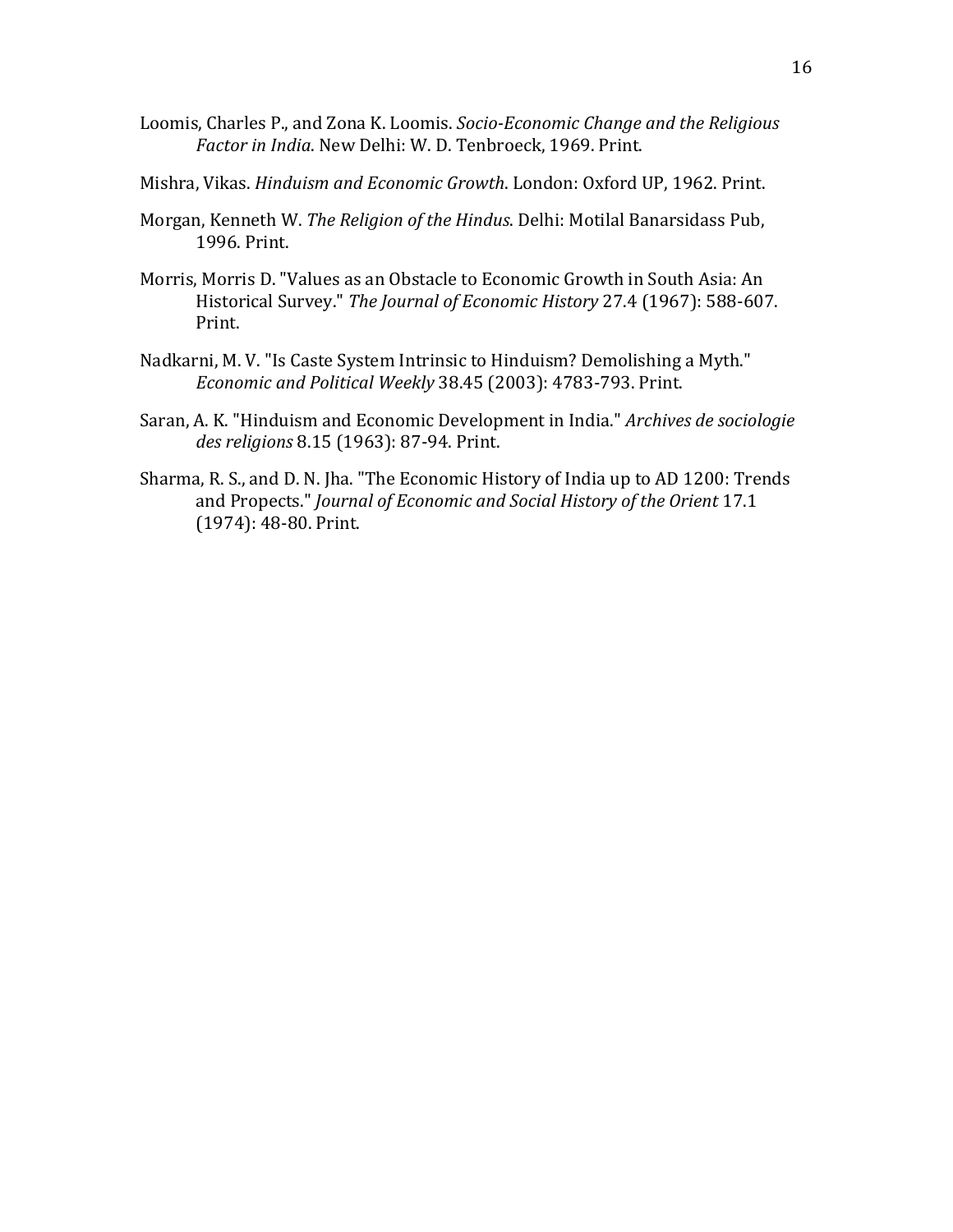Loomis, Charles P., and Zona K. Loomis. *Socio-Economic Change and the Religious Factor in India*. New Delhi: W. D. Tenbroeck, 1969. Print.

Mishra, Vikas. *Hinduism and Economic Growth*. London: Oxford UP, 1962. Print.

Morgan, Kenneth W. *The Religion of the Hindus*. Delhi: Motilal Banarsidass Pub, 1996. Print.

Morris, Morris D. "Values as an Obstacle to Economic Growth in South Asia: An Historical Survey." *The Journal of Economic History* 27.4 (1967): 588-607. Print.

Nadkarni, M. V. "Is Caste System Intrinsic to Hinduism? Demolishing a Myth." *Economic and Political Weekly* 38.45 (2003): 4783-793. Print.

Saran, A. K. "Hinduism and Economic Development in India." *Archives de sociologie des religions* 8.15 (1963): 87-94. Print.

Sharma, R. S., and D. N. Jha. "The Economic History of India up to AD 1200: Trends and Propects." *Journal of Economic and Social History of the Orient* 17.1 (1974): 48-80. Print.